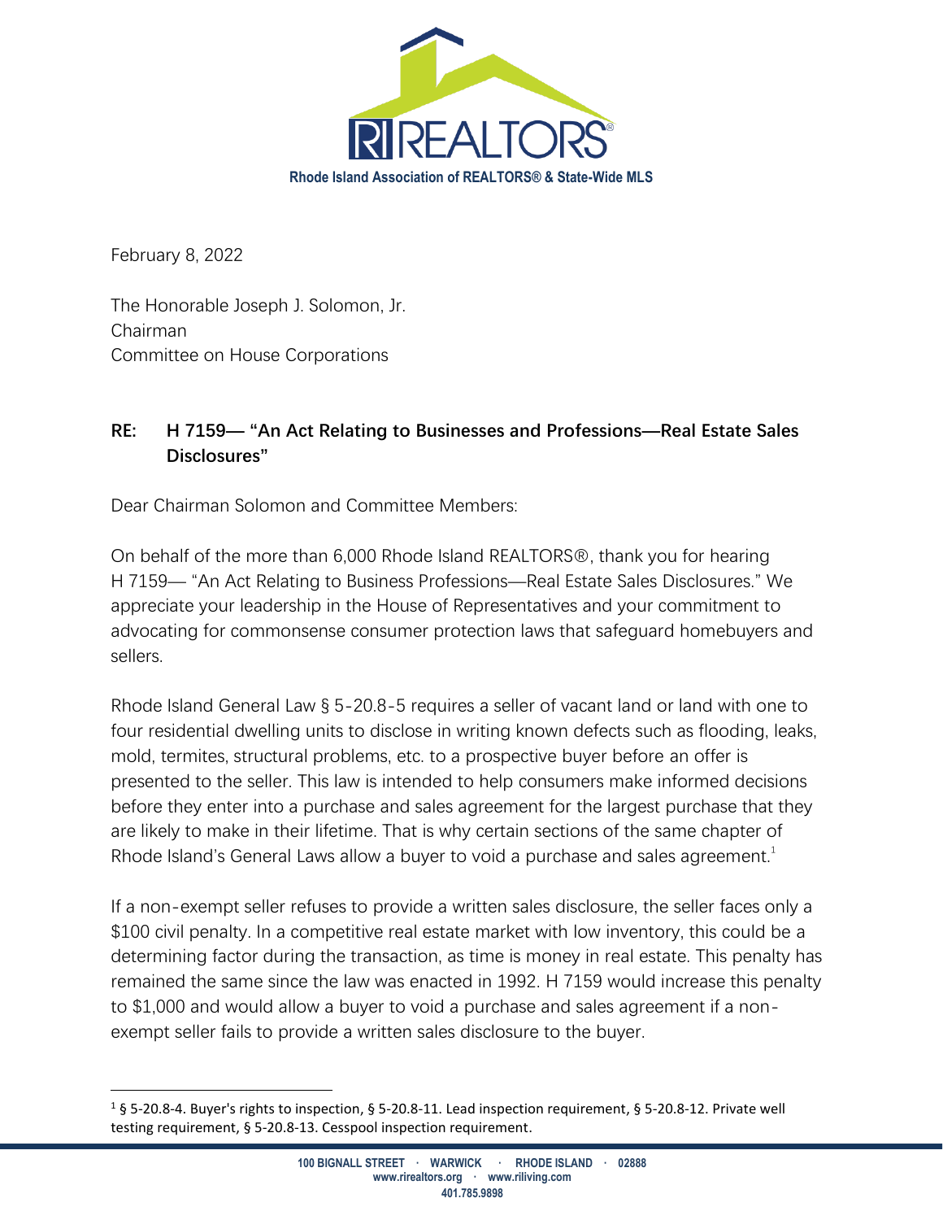**Rhode Island Association of REALTORS® & State-Wide MLS**

February 8, 2022

The Honorable Joseph J. Solomon, Jr.
Chairman
Committee on House Corporations

**RE: H 7159— "An Act Relating to Businesses and Professions—Real Estate Sales Disclosures"**

Dear Chairman Solomon and Committee Members:

On behalf of the more than 6,000 Rhode Island REALTORS®, thank you for hearing H 7159— "An Act Relating to Business Professions—Real Estate Sales Disclosures." We appreciate your leadership in the House of Representatives and your commitment to advocating for commonsense consumer protection laws that safeguard homebuyers and sellers.

Rhode Island General Law § 5-20.8-5 requires a seller of vacant land or land with one to four residential dwelling units to disclose in writing known defects such as flooding, leaks, mold, termites, structural problems, etc. to a prospective buyer before an offer is presented to the seller. This law is intended to help consumers make informed decisions before they enter into a purchase and sales agreement for the largest purchase that they are likely to make in their lifetime. That is why certain sections of the same chapter of Rhode Island's General Laws allow a buyer to void a purchase and sales agreement.[1]

If a non-exempt seller refuses to provide a written sales disclosure, the seller faces only a $100 civil penalty. In a competitive real estate market with low inventory, this could be a determining factor during the transaction, as time is money in real estate. This penalty has remained the same since the law was enacted in 1992. H 7159 would increase this penalty to $1,000 and would allow a buyer to void a purchase and sales agreement if a non-exempt seller fails to provide a written sales disclosure to the buyer.

[1] § 5-20.8-4. Buyer's rights to inspection, § 5-20.8-11. Lead inspection requirement, § 5-20.8-12. Private well testing requirement, § 5-20.8-13. Cesspool inspection requirement.

100 BIGNALL STREET · WARWICK · RHODE ISLAND · 02888
www.rirealtors.org · www.riliving.com
401.785.9898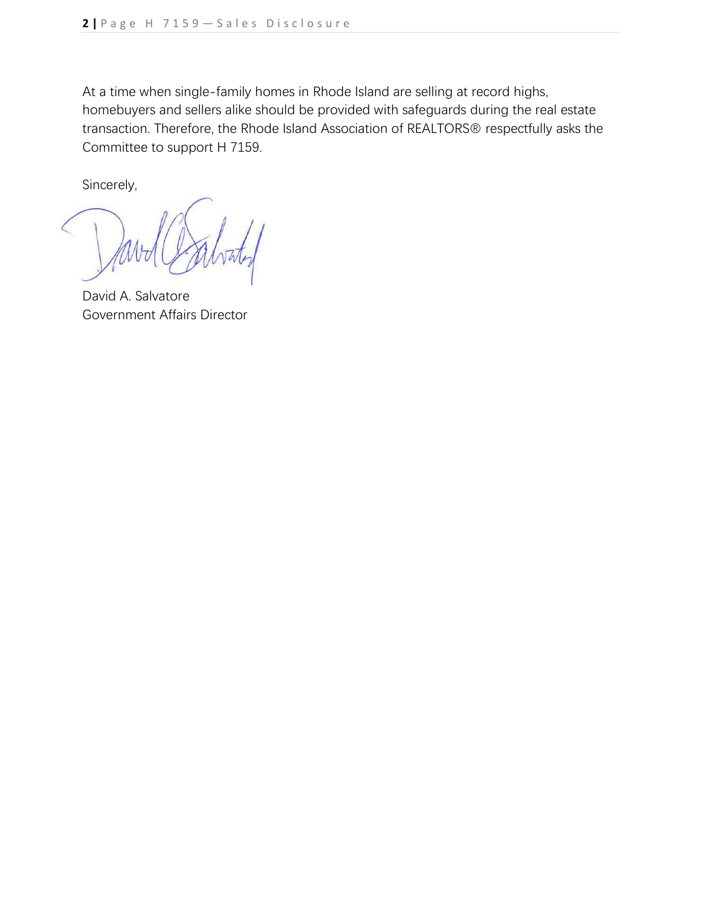At a time when single-family homes in Rhode Island are selling at record highs, homebuyers and sellers alike should be provided with safeguards during the real estate transaction. Therefore, the Rhode Island Association of REALTORS® respectfully asks the Committee to support H 7159.

Sincerely,

David A. Salvatore
Government Affairs Director